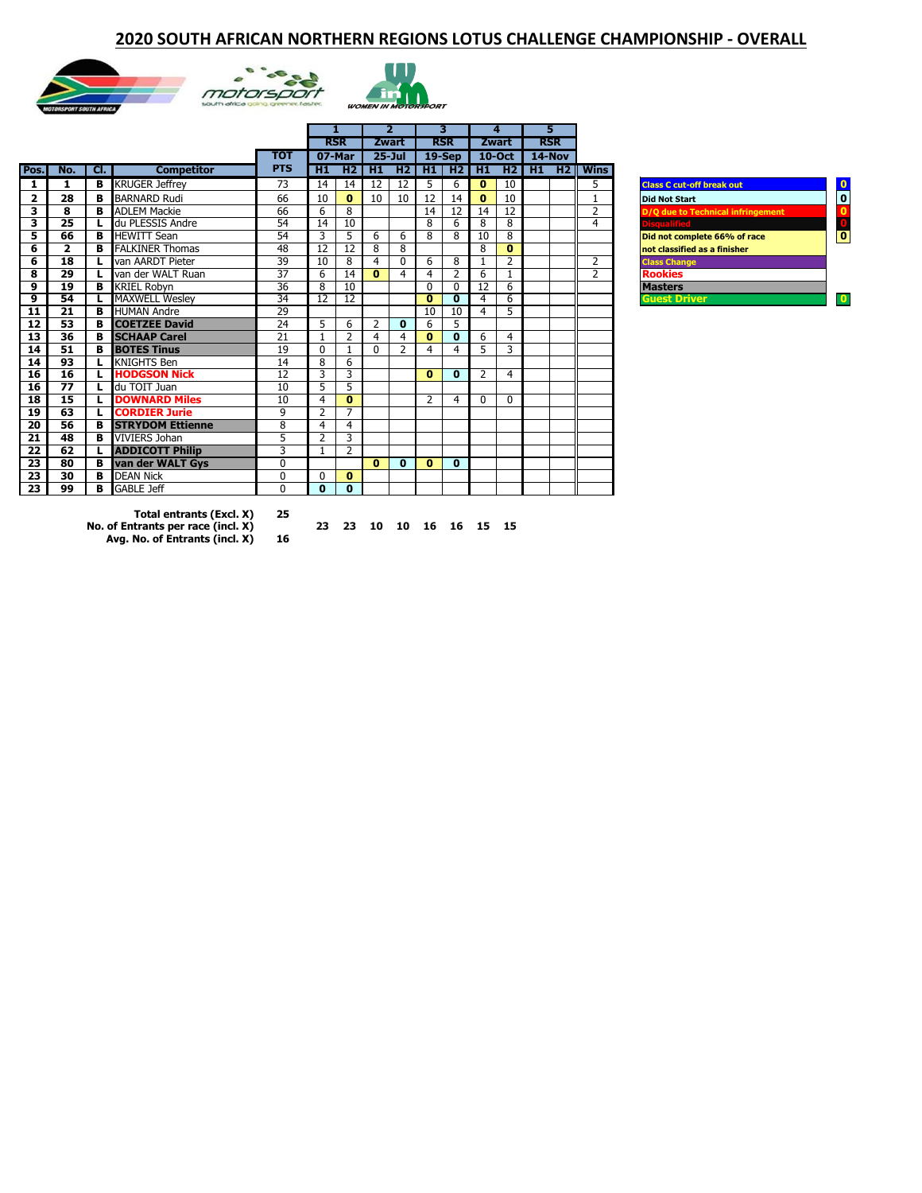# 2020 SOUTH AFRICAN NORTHERN REGIONS LOTUS CHALLENGE CHAMPIONSHIP - OVERALL

| Pos. | No. | Cl. | Competitor | TOT PTS | 1 RSR 07-Mar H1 | H2 | 2 Zwart 25-Jul H1 | H2 | 3 RSR 19-Sep H1 | H2 | 4 Zwart 10-Oct H1 | H2 | 5 RSR 14-Nov H1 | H2 | Wins |
|---|---|---|---|---|---|---|---|---|---|---|---|---|---|---|---|
| 1 | 1 | B | KRUGER Jeffrey | 73 | 14 | 14 | 12 | 12 | 5 | 6 | 0 | 10 | | | 5 |
| 2 | 28 | B | BARNARD Rudi | 66 | 10 | 0 | 10 | 10 | 12 | 14 | 0 | 10 | | | 1 |
| 3 | 8 | B | ADLEM Mackie | 66 | 6 | 8 | | | 14 | 12 | 14 | 12 | | | 2 |
| 3 | 25 | L | du PLESSIS Andre | 54 | 14 | 10 | | | 8 | 6 | 8 | 8 | | | 4 |
| 5 | 66 | B | HEWITT Sean | 54 | 3 | 5 | 6 | 6 | 8 | 8 | 10 | 8 | | | |
| 6 | 2 | B | FALKINER Thomas | 48 | 12 | 12 | 8 | 8 | | | 8 | 0 | | | |
| 6 | 18 | L | van AARDT Pieter | 39 | 10 | 8 | 4 | 0 | 6 | 8 | 1 | 2 | | | 2 |
| 8 | 29 | L | van der WALT Ruan | 37 | 6 | 14 | 0 | 4 | 4 | 2 | 6 | 1 | | | 2 |
| 9 | 19 | B | KRIEL Robyn | 36 | 8 | 10 | | | 0 | 0 | 12 | 6 | | | |
| 9 | 54 | L | MAXWELL Wesley | 34 | 12 | 12 | | | 0 | 0 | 4 | 6 | | | |
| 11 | 21 | B | HUMAN Andre | 29 | | | | | 10 | 10 | 4 | 5 | | | |
| 12 | 53 | B | COETZEE David | 24 | 5 | 6 | 2 | 0 | 6 | 5 | | | | | |
| 13 | 36 | B | SCHAAP Carel | 21 | 1 | 2 | 4 | 4 | 0 | 0 | 6 | 4 | | | |
| 14 | 51 | B | BOTES Tinus | 19 | 0 | 1 | 0 | 2 | 4 | 4 | 5 | 3 | | | |
| 14 | 93 | L | KNIGHTS Ben | 14 | 8 | 6 | | | | | | | | | |
| 16 | 16 | L | HODGSON Nick | 12 | 3 | 3 | | | 0 | 0 | 2 | 4 | | | |
| 16 | 77 | L | du TOIT Juan | 10 | 5 | 5 | | | | | | | | | |
| 18 | 15 | L | DOWNARD Miles | 10 | 4 | 0 | | | 2 | 4 | 0 | 0 | | | |
| 19 | 63 | L | CORDIER Jurie | 9 | 2 | 7 | | | | | | | | | |
| 20 | 56 | B | STRYDOM Ettienne | 8 | 4 | 4 | | | | | | | | | |
| 21 | 48 | B | VIVIERS Johan | 5 | 2 | 3 | | | | | | | | | |
| 22 | 62 | L | ADDICOTT Philip | 3 | 1 | 2 | | | | | | | | | |
| 23 | 80 | B | van der WALT Gys | 0 | | | 0 | 0 | 0 | 0 | | | | | |
| 23 | 30 | B | DEAN Nick | 0 | 0 | 0 | | | | | | | | | |
| 23 | 99 | B | GABLE Jeff | 0 | 0 | 0 | | | | | | | | | |

| | | | | | | | | | |
|---|---|---|---|---|---|---|---|---|---|
| Total entrants (Excl. X) | 25 | | | | | | | | |
| No. of Entrants per race (incl. X) | | 23 | 23 | 10 | 10 | 16 | 16 | 15 | 15 |
| Avg. No. of Entrants (incl. X) | 16 | | | | | | | | |

| Legend | |
|---|---|
| Class C cut-off break out | 0 |
| Did Not Start | 0 |
| D/Q due to Technical infringement | 0 |
| Disqualified | 0 |
| Did not complete 66% of race not classified as a finisher | 0 |
| Class Change | |
| Rookies | |
| Masters | |
| Guest Driver | 0 |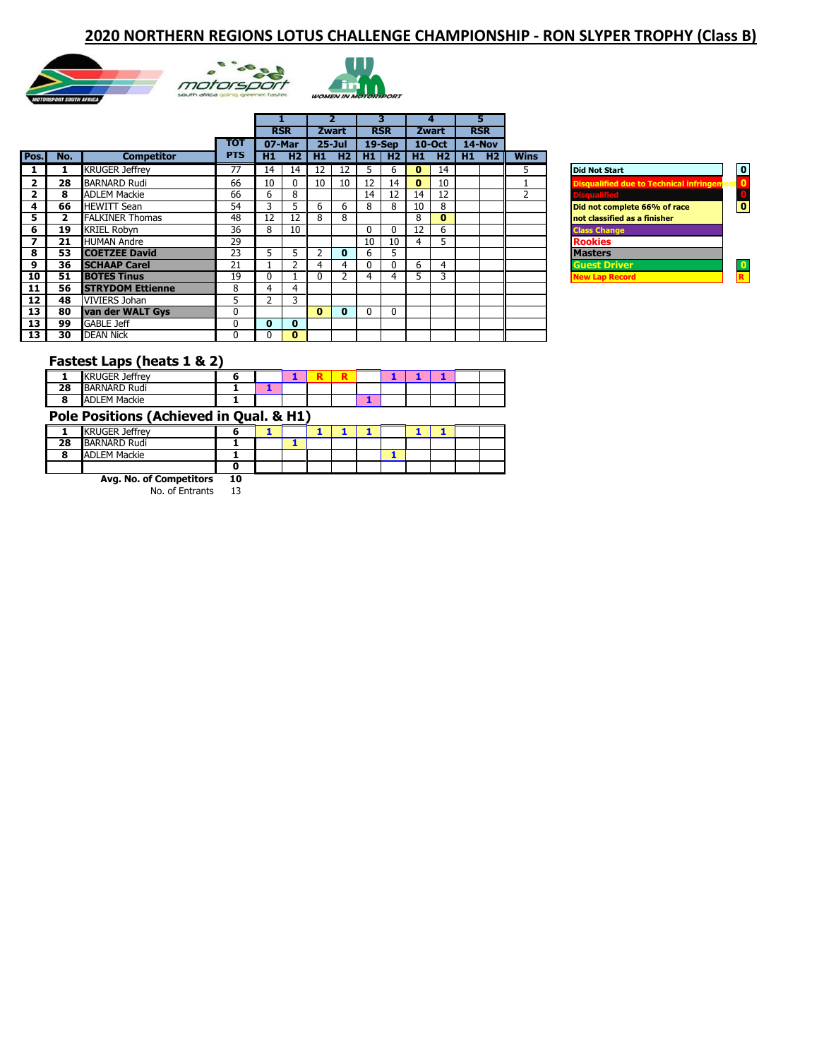# 2020 NORTHERN REGIONS LOTUS CHALLENGE CHAMPIONSHIP - RON SLYPER TROPHY (Class B)

| Pos. | No. | Competitor | TOT PTS | 1 RSR 07-Mar H1 | H2 | 2 Zwart 25-Jul H1 | H2 | 3 RSR 19-Sep H1 | H2 | 4 Zwart 10-Oct H1 | H2 | 5 RSR 14-Nov H1 | H2 | Wins |
|---|---|---|---|---|---|---|---|---|---|---|---|---|---|---|
| 1 | 1 | KRUGER Jeffrey | 77 | 14 | 14 | 12 | 12 | 5 | 6 | 0 | 14 | | | 5 |
| 2 | 28 | BARNARD Rudi | 66 | 10 | 0 | 10 | 10 | 12 | 14 | 0 | 10 | | | 1 |
| 2 | 8 | ADLEM Mackie | 66 | 6 | 8 | | | 14 | 12 | 14 | 12 | | | 2 |
| 4 | 66 | HEWITT Sean | 54 | 3 | 5 | 6 | 6 | 8 | 8 | 10 | 8 | | | |
| 5 | 2 | FALKINER Thomas | 48 | 12 | 12 | 8 | 8 | | | 8 | 0 | | | |
| 6 | 19 | KRIEL Robyn | 36 | 8 | 10 | | | 0 | 0 | 12 | 6 | | | |
| 7 | 21 | HUMAN Andre | 29 | | | | | 10 | 10 | 4 | 5 | | | |
| 8 | 53 | COETZEE David | 23 | 5 | 5 | 2 | 0 | 6 | 5 | | | | | |
| 9 | 36 | SCHAAP Carel | 21 | 1 | 2 | 4 | 4 | 0 | 0 | 6 | 4 | | | |
| 10 | 51 | BOTES Tinus | 19 | 0 | 1 | 0 | 2 | 4 | 4 | 5 | 3 | | | |
| 11 | 56 | STRYDOM Ettienne | 8 | 4 | 4 | | | | | | | | | |
| 12 | 48 | VIVIERS Johan | 5 | 2 | 3 | | | | | | | | | |
| 13 | 80 | van der WALT Gys | 0 | | | 0 | 0 | 0 | 0 | | | | | |
| 13 | 99 | GABLE Jeff | 0 | 0 | 0 | | | | | | | | | |
| 13 | 30 | DEAN Nick | 0 | 0 | 0 | | | | | | | | | |

| Legend | |
|---|---|
| Did Not Start | 0 |
| Disqualified due to Technical infringement | 0 |
| Disqualified | 0 |
| Did not complete 66% of race not classified as a finisher | 0 |
| Class Change | |
| Rookies | |
| Masters | |
| Guest Driver | 0 |
| New Lap Record | R |

## Fastest Laps (heats 1 & 2)

| No. | Competitor | Total | 1 H1 | 1 H2 | 2 H1 | 2 H2 | 3 H1 | 3 H2 | 4 H1 | 4 H2 | 5 H1 | 5 H2 |
|---|---|---|---|---|---|---|---|---|---|---|---|---|
| 1 | KRUGER Jeffrey | 6 | | 1 | R | R | | 1 | 1 | 1 | | |
| 28 | BARNARD Rudi | 1 | 1 | | | | | | | | | |
| 8 | ADLEM Mackie | 1 | | | | | 1 | | | | | |

## Pole Positions (Achieved in Qual. & H1)

| No. | Competitor | Total | 1 H1 | 1 H2 | 2 H1 | 2 H2 | 3 H1 | 3 H2 | 4 H1 | 4 H2 | 5 H1 | 5 H2 |
|---|---|---|---|---|---|---|---|---|---|---|---|---|
| 1 | KRUGER Jeffrey | 6 | 1 | | 1 | 1 | 1 | | 1 | 1 | | |
| 28 | BARNARD Rudi | 1 | | 1 | | | | | | | | |
| 8 | ADLEM Mackie | 1 | | | | | | 1 | | | | |
| | | 0 | | | | | | | | | | |

**Avg. No. of Competitors** 10

No. of Entrants 13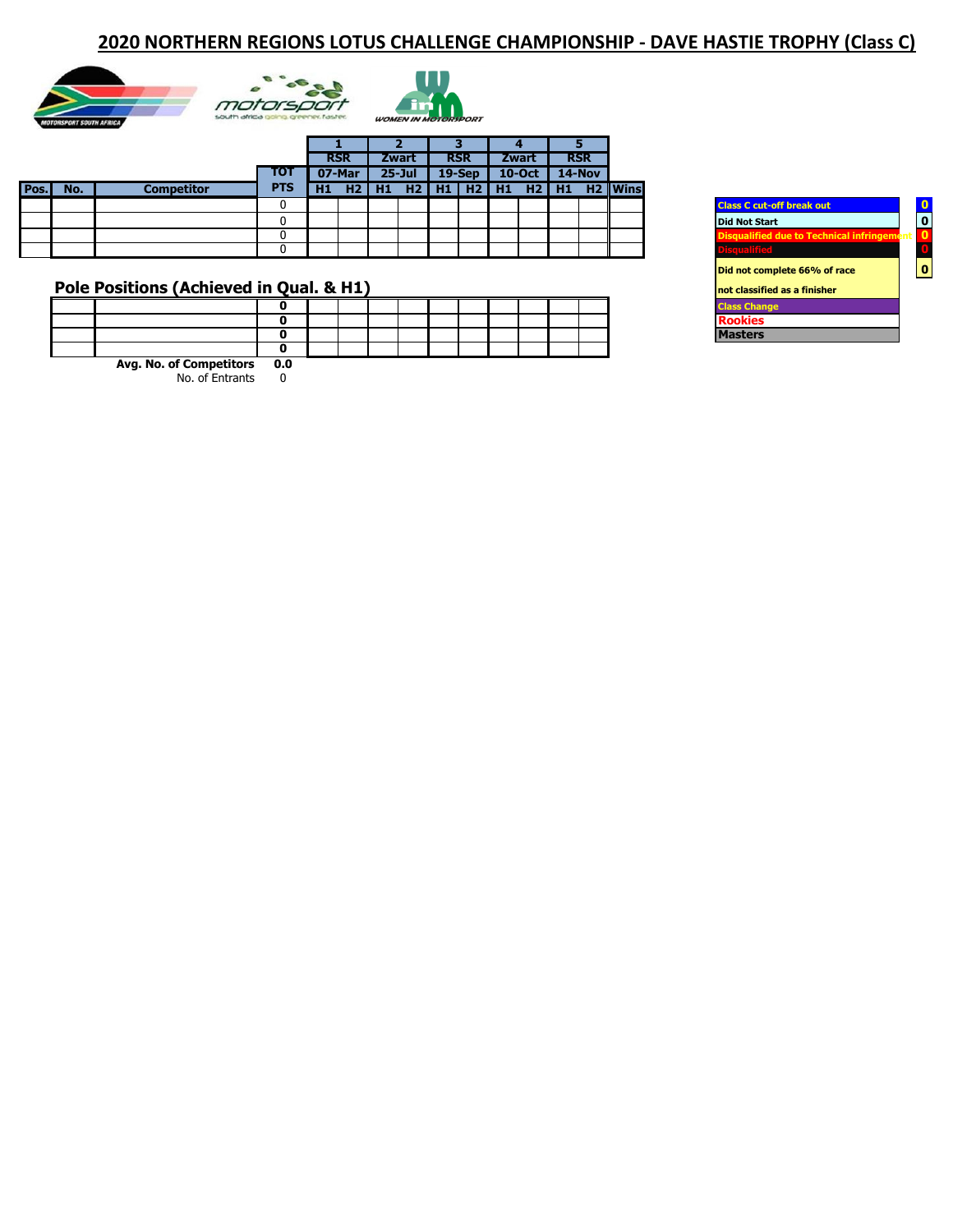# 2020 NORTHERN REGIONS LOTUS CHALLENGE CHAMPIONSHIP - DAVE HASTIE TROPHY (Class C)

| | | | | 1 | | 2 | | 3 | | 4 | | 5 | | |
|---|---|---|---|---|---|---|---|---|---|---|---|---|---|---|
| | | | | RSR | | Zwart | | RSR | | Zwart | | RSR | | |
| | | | TOT | 07-Mar | | 25-Jul | | 19-Sep | | 10-Oct | | 14-Nov | | |
| Pos. | No. | Competitor | PTS | H1 | H2 | H1 | H2 | H1 | H2 | H1 | H2 | H1 | H2 | Wins |
| | | | 0 | | | | | | | | | | | |
| | | | 0 | | | | | | | | | | | |
| | | | 0 | | | | | | | | | | | |
| | | | 0 | | | | | | | | | | | |

## Pole Positions (Achieved in Qual. & H1)

| | | | | | | | | | | | | |
|---|---|---|---|---|---|---|---|---|---|---|---|---|
| | | 0 | | | | | | | | | | |
| | | 0 | | | | | | | | | | |
| | | 0 | | | | | | | | | | |
| | | 0 | | | | | | | | | | |

**Avg. No. of Competitors** **0.0**

No. of Entrants 0

| Legend | |
|---|---|
| Class C cut-off break out | 0 |
| Did Not Start | 0 |
| Disqualified due to Technical infringement | 0 |
| Disqualified | 0 |
| Did not complete 66% of race not classified as a finisher | 0 |
| Class Change | |
| Rookies | |
| Masters | |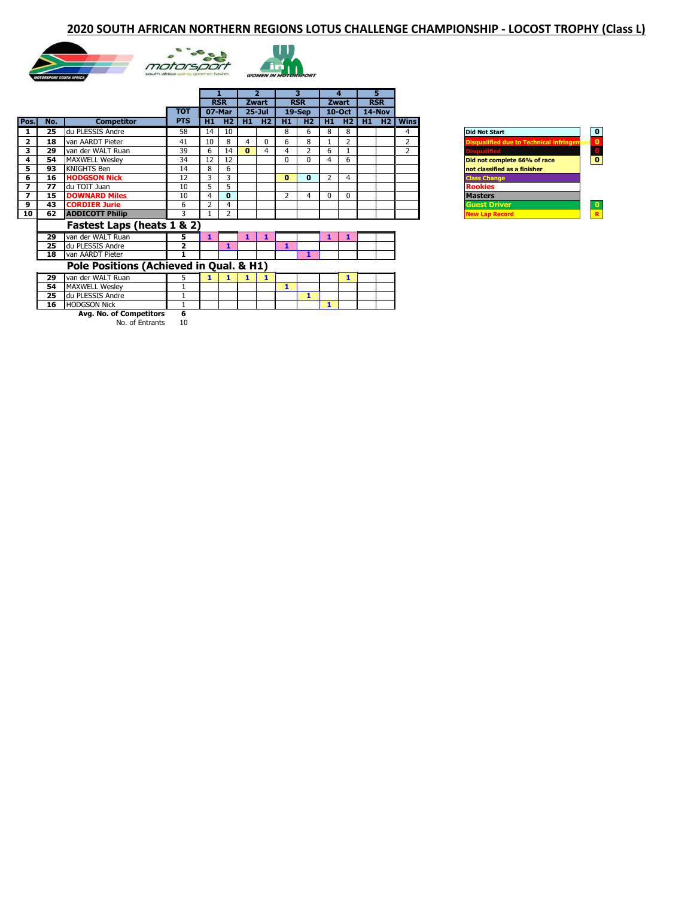# 2020 SOUTH AFRICAN NORTHERN REGIONS LOTUS CHALLENGE CHAMPIONSHIP - LOCOST TROPHY (Class L)

| Pos. | No. | Competitor | TOT PTS | 1 RSR 07-Mar H1 | H2 | 2 Zwart 25-Jul H1 | H2 | 3 RSR 19-Sep H1 | H2 | 4 Zwart 10-Oct H1 | H2 | 5 RSR 14-Nov H1 | H2 | Wins |
|---|---|---|---|---|---|---|---|---|---|---|---|---|---|---|
| 1 | 25 | du PLESSIS Andre | 58 | 14 | 10 | | | 8 | 6 | 8 | 8 | | | 4 |
| 2 | 18 | van AARDT Pieter | 41 | 10 | 8 | 4 | 0 | 6 | 8 | 1 | 2 | | | 2 |
| 3 | 29 | van der WALT Ruan | 39 | 6 | 14 | 0 | 4 | 4 | 2 | 6 | 1 | | | 2 |
| 4 | 54 | MAXWELL Wesley | 34 | 12 | 12 | | | 0 | 0 | 4 | 6 | | | |
| 5 | 93 | KNIGHTS Ben | 14 | 8 | 6 | | | | | | | | | |
| 6 | 16 | HODGSON Nick | 12 | 3 | 3 | | | 0 | 0 | 2 | 4 | | | |
| 7 | 77 | du TOIT Juan | 10 | 5 | 5 | | | | | | | | | |
| 7 | 15 | DOWNARD Miles | 10 | 4 | 0 | | | 2 | 4 | 0 | 0 | | | |
| 9 | 43 | CORDIER Jurie | 6 | 2 | 4 | | | | | | | | | |
| 10 | 62 | ADDICOTT Philip | 3 | 1 | 2 | | | | | | | | | |

## Fastest Laps (heats 1 & 2)

| No. | Competitor | Total | 1 H1 | 1 H2 | 2 H1 | 2 H2 | 3 H1 | 3 H2 | 4 H1 | 4 H2 | 5 H1 | 5 H2 |
|---|---|---|---|---|---|---|---|---|---|---|---|---|
| 29 | van der WALT Ruan | 5 | 1 | | 1 | 1 | | | 1 | 1 | | |
| 25 | du PLESSIS Andre | 2 | | 1 | | | 1 | | | | | |
| 18 | van AARDT Pieter | 1 | | | | | | 1 | | | | |

## Pole Positions (Achieved in Qual. & H1)

| No. | Competitor | Total | 1 H1 | 1 H2 | 2 H1 | 2 H2 | 3 H1 | 3 H2 | 4 H1 | 4 H2 | 5 H1 | 5 H2 |
|---|---|---|---|---|---|---|---|---|---|---|---|---|
| 29 | van der WALT Ruan | 5 | 1 | 1 | 1 | 1 | | | | 1 | | |
| 54 | MAXWELL Wesley | 1 | | | | | 1 | | | | | |
| 25 | du PLESSIS Andre | 1 | | | | | | 1 | | | | |
| 16 | HODGSON Nick | 1 | | | | | | | 1 | | | |

**Avg. No. of Competitors** 6

No. of Entrants 10

| Legend | |
|---|---|
| Did Not Start | 0 |
| Disqualified due to Technical infringement | 0 |
| Disqualified | 0 |
| Did not complete 66% of race not classified as a finisher | 0 |
| Class Change | |
| Rookies | |
| Masters | |
| Guest Driver | 0 |
| New Lap Record | R |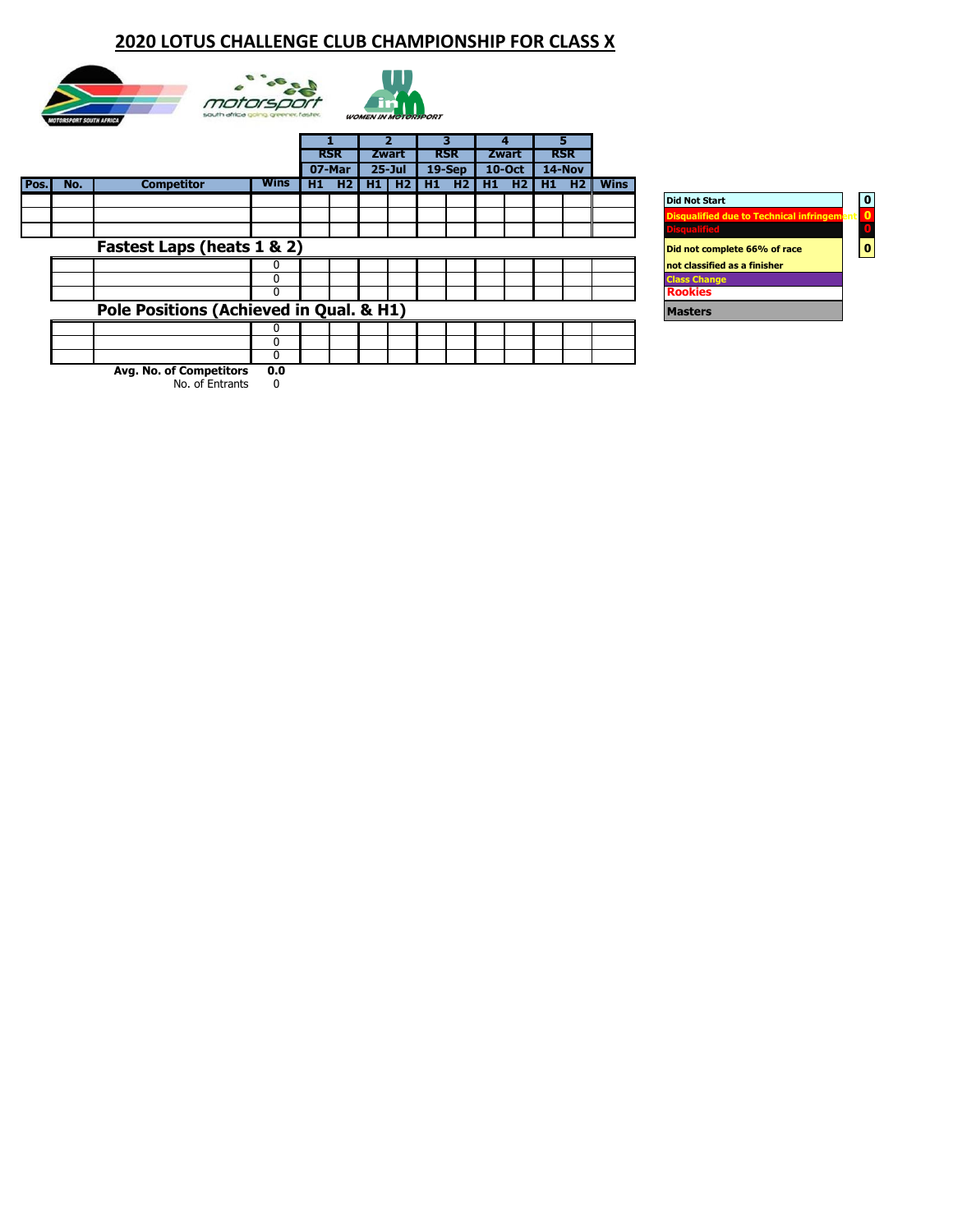# 2020 LOTUS CHALLENGE CLUB CHAMPIONSHIP FOR CLASS X

| Pos. | No. | Competitor | Wins | 1 RSR 07-Mar H1 | H2 | 2 Zwart 25-Jul H1 | H2 | 3 RSR 19-Sep H1 | H2 | 4 Zwart 10-Oct H1 | H2 | 5 RSR 14-Nov H1 | H2 | Wins |
|---|---|---|---|---|---|---|---|---|---|---|---|---|---|---|
| | | | | | | | | | | | | | | |
| | | | | | | | | | | | | | | |
| | | | | | | | | | | | | | | |

## Fastest Laps (heats 1 & 2)

| No. | Competitor | Wins | 1 H1 | 1 H2 | 2 H1 | 2 H2 | 3 H1 | 3 H2 | 4 H1 | 4 H2 | 5 H1 | 5 H2 | Wins |
|---|---|---|---|---|---|---|---|---|---|---|---|---|---|
| | | 0 | | | | | | | | | | | |
| | | 0 | | | | | | | | | | | |
| | | 0 | | | | | | | | | | | |

## Pole Positions (Achieved in Qual. & H1)

| No. | Competitor | Wins | 1 H1 | 1 H2 | 2 H1 | 2 H2 | 3 H1 | 3 H2 | 4 H1 | 4 H2 | 5 H1 | 5 H2 | Wins |
|---|---|---|---|---|---|---|---|---|---|---|---|---|---|
| | | 0 | | | | | | | | | | | |
| | | 0 | | | | | | | | | | | |
| | | 0 | | | | | | | | | | | |

**Avg. No. of Competitors** **0.0**

No. of Entrants 0

| Legend | Count |
|---|---|
| Did Not Start | 0 |
| Disqualified due to Technical infringement | 0 |
| Disqualified | 0 |
| Did not complete 66% of race not classified as a finisher | 0 |
| Class Change | |
| Rookies | |
| Masters | |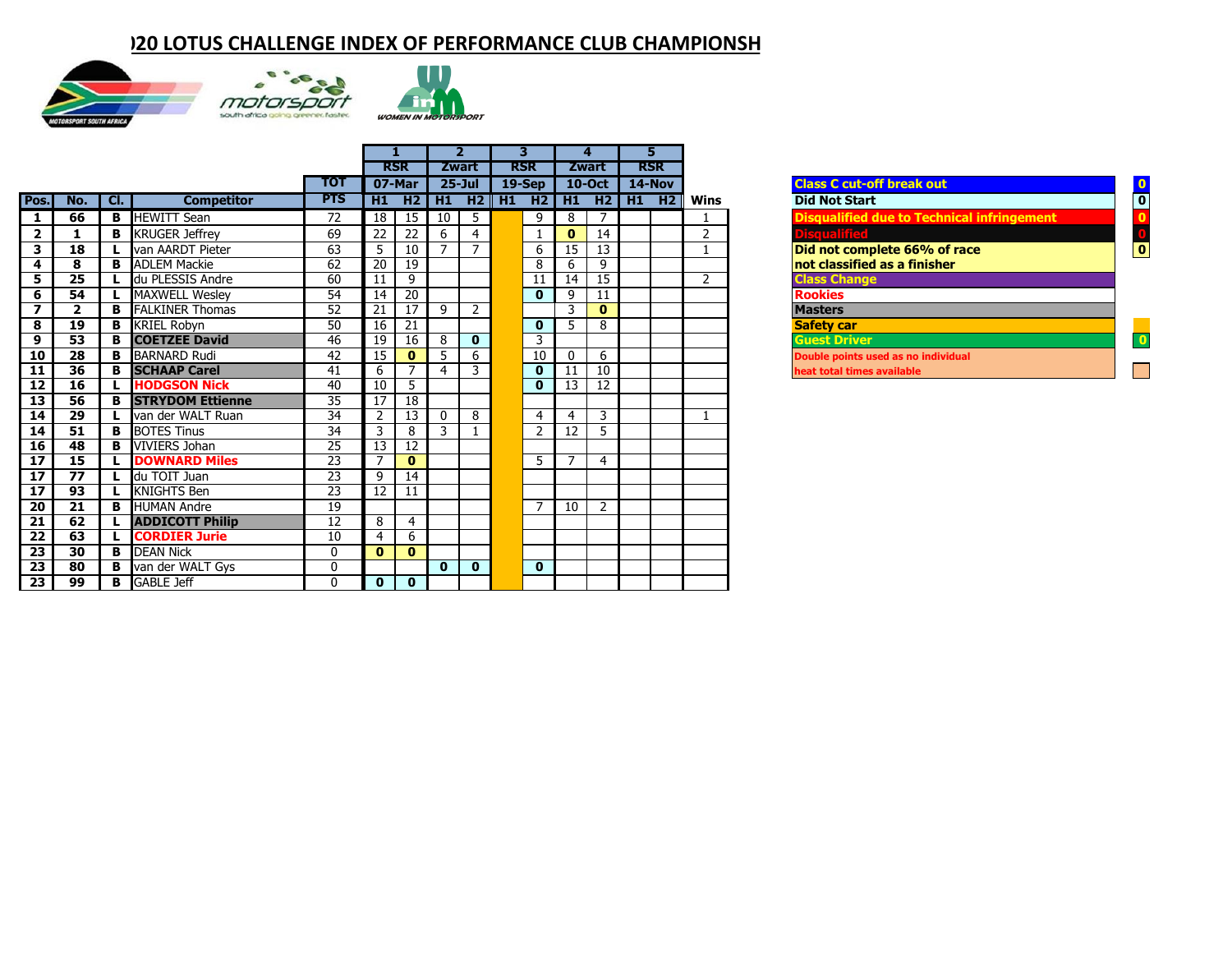# 020 LOTUS CHALLENGE INDEX OF PERFORMANCE CLUB CHAMPIONSH

| Pos. | No. | Cl. | Competitor | TOT PTS | 1 RSR 07-Mar H1 | H2 | 2 Zwart 25-Jul H1 | H2 | 3 RSR 19-Sep H1 | H2 | 4 Zwart 10-Oct H1 | H2 | 5 RSR 14-Nov H1 | H2 | Wins |
|---|---|---|---|---|---|---|---|---|---|---|---|---|---|---|---|
| 1 | 66 | B | HEWITT Sean | 72 | 18 | 15 | 10 | 5 | | 9 | 8 | 7 | | | 1 |
| 2 | 1 | B | KRUGER Jeffrey | 69 | 22 | 22 | 6 | 4 | | 1 | 0 | 14 | | | 2 |
| 3 | 18 | L | van AARDT Pieter | 63 | 5 | 10 | 7 | 7 | | 6 | 15 | 13 | | | 1 |
| 4 | 8 | B | ADLEM Mackie | 62 | 20 | 19 | | | | 8 | 6 | 9 | | | |
| 5 | 25 | L | du PLESSIS Andre | 60 | 11 | 9 | | | | 11 | 14 | 15 | | | 2 |
| 6 | 54 | L | MAXWELL Wesley | 54 | 14 | 20 | | | | 0 | 9 | 11 | | | |
| 7 | 2 | B | FALKINER Thomas | 52 | 21 | 17 | 9 | 2 | | | 3 | 0 | | | |
| 8 | 19 | B | KRIEL Robyn | 50 | 16 | 21 | | | | 0 | 5 | 8 | | | |
| 9 | 53 | B | **COETZEE David** | 46 | 19 | 16 | 8 | 0 | | 3 | | | | | |
| 10 | 28 | B | BARNARD Rudi | 42 | 15 | 0 | 5 | 6 | | 10 | 0 | 6 | | | |
| 11 | 36 | B | **SCHAAP Carel** | 41 | 6 | 7 | 4 | 3 | | 0 | 11 | 10 | | | |
| 12 | 16 | L | **HODGSON Nick** | 40 | 10 | 5 | | | | 0 | 13 | 12 | | | |
| 13 | 56 | B | **STRYDOM Ettienne** | 35 | 17 | 18 | | | | | | | | | |
| 14 | 29 | L | van der WALT Ruan | 34 | 2 | 13 | 0 | 8 | | 4 | 4 | 3 | | | 1 |
| 14 | 51 | B | BOTES Tinus | 34 | 3 | 8 | 3 | 1 | | 2 | 12 | 5 | | | |
| 16 | 48 | B | VIVIERS Johan | 25 | 13 | 12 | | | | | | | | | |
| 17 | 15 | L | **DOWNARD Miles** | 23 | 7 | 0 | | | | 5 | 7 | 4 | | | |
| 17 | 77 | L | du TOIT Juan | 23 | 9 | 14 | | | | | | | | | |
| 17 | 93 | L | KNIGHTS Ben | 23 | 12 | 11 | | | | | | | | | |
| 20 | 21 | B | HUMAN Andre | 19 | | | | | | 7 | 10 | 2 | | | |
| 21 | 62 | L | **ADDICOTT Philip** | 12 | 8 | 4 | | | | | | | | | |
| 22 | 63 | L | **CORDIER Jurie** | 10 | 4 | 6 | | | | | | | | | |
| 23 | 30 | B | DEAN Nick | 0 | 0 | 0 | | | | | | | | | |
| 23 | 80 | B | van der WALT Gys | 0 | | | 0 | 0 | | 0 | | | | | |
| 23 | 99 | B | GABLE Jeff | 0 | 0 | 0 | | | | | | | | | |

| Legend | |
|---|---|
| Class C cut-off break out | 0 |
| Did Not Start | 0 |
| Disqualified due to Technical infringement | 0 |
| Disqualified | 0 |
| Did not complete 66% of race not classified as a finisher | 0 |
| Class Change | |
| Rookies | |
| Masters | |
| Safety car | |
| Guest Driver | 0 |
| Double points used as no individual heat total times available | |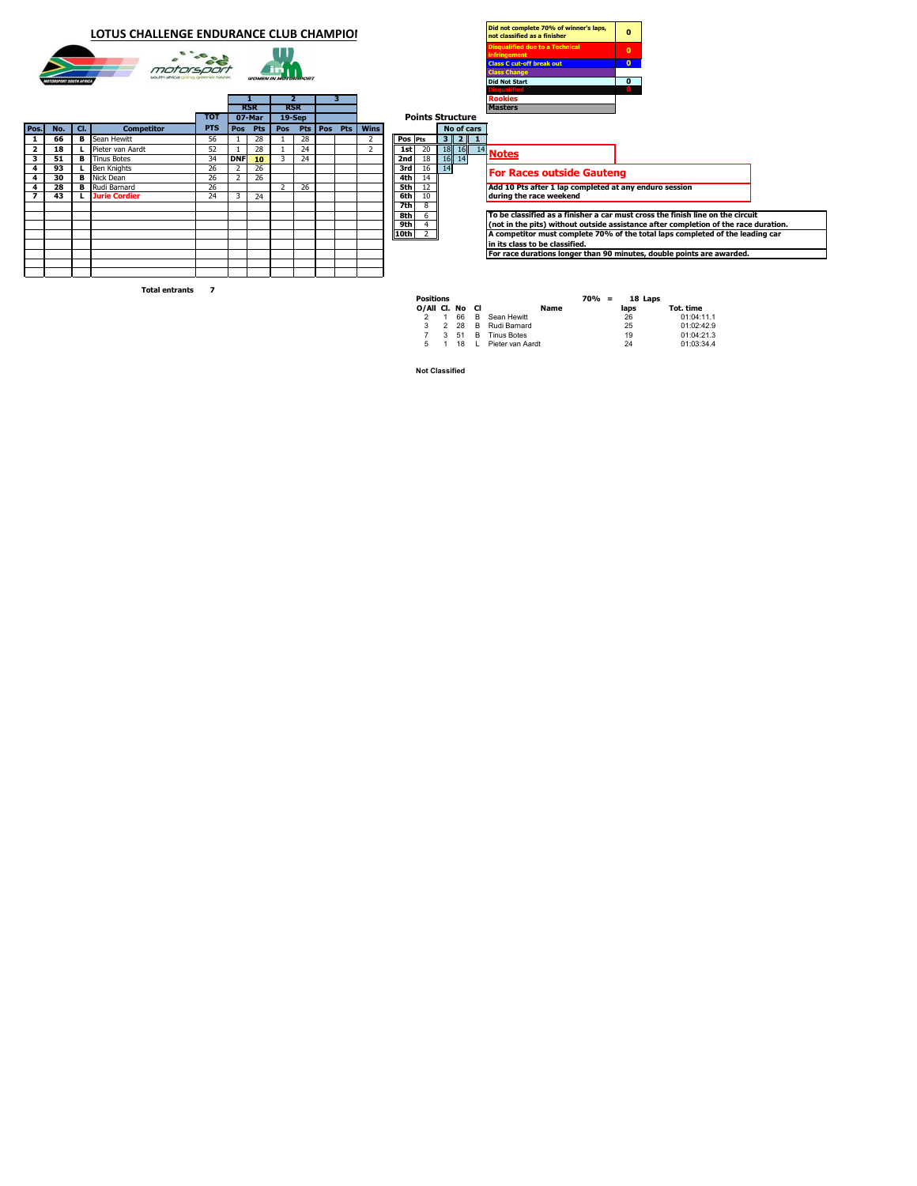## LOTUS CHALLENGE ENDURANCE CLUB CHAMPIONSHIP

| | |
|---|---|
| Did not complete 70% of winner's laps, not classified as a finisher | 0 |
| Disqualified due to a Technical infringement | 0 |
| Class C cut-off break out | 0 |
| Class Change | |
| Did Not Start | 0 |
| Disqualified | 0 |
| Rookies | |
| Masters | |

| | | | | TOT | 1 RSR 07-Mar | | 2 RSR 19-Sep | | 3 | | |
|---|---|---|---|---|---|---|---|---|---|---|---|
| Pos. | No. | Cl. | Competitor | PTS | Pos | Pts | Pos | Pts | Pos | Pts | Wins |
| 1 | 66 | B | Sean Hewitt | 56 | 1 | 28 | 1 | 28 | | | 2 |
| 2 | 18 | L | Pieter van Aardt | 52 | 1 | 28 | 1 | 24 | | | 2 |
| 3 | 51 | B | Tinus Botes | 34 | DNF | 10 | 3 | 24 | | | |
| 4 | 93 | L | Ben Knights | 26 | 2 | 26 | | | | | |
| 4 | 30 | B | Nick Dean | 26 | 2 | 26 | | | | | |
| 4 | 28 | B | Rudi Barnard | 26 | | | 2 | 26 | | | |
| 7 | 43 | L | Jurie Cordier | 24 | 3 | 24 | | | | | |

**Total entrants** 7

### Points Structure

| Pos | Pts | No of cars 3 | 2 | 1 |
|---|---|---|---|---|
| 1st | 20 | 18 | 16 | 14 |
| 2nd | 18 | 16 | 14 | |
| 3rd | 16 | 14 | | |
| 4th | 14 | | | |
| 5th | 12 | | | |
| 6th | 10 | | | |
| 7th | 8 | | | |
| 8th | 6 | | | |
| 9th | 4 | | | |
| 10th | 2 | | | |

**Notes**

**For Races outside Gauteng**

**Add 10 Pts after 1 lap completed at any enduro session during the race weekend**

**To be classified as a finisher a car must cross the finish line on the circuit (not in the pits) without outside assistance after completion of the race duration.**

**A competitor must complete 70% of the total laps completed of the leading car in its class to be classified.**

**For race durations longer than 90 minutes, double points are awarded.**

**Positions** | **70% = 18 Laps**

| O/All | Cl. | No | Cl | Name | laps | Tot. time |
|---|---|---|---|---|---|---|
| 2 | 1 | 66 | B | Sean Hewitt | 26 | 01:04:11.1 |
| 3 | 2 | 28 | B | Rudi Barnard | 25 | 01:02:42.9 |
| 7 | 3 | 51 | B | Tinus Botes | 19 | 01:04:21.3 |
| 5 | 1 | 18 | L | Pieter van Aardt | 24 | 01:03:34.4 |

**Not Classified**